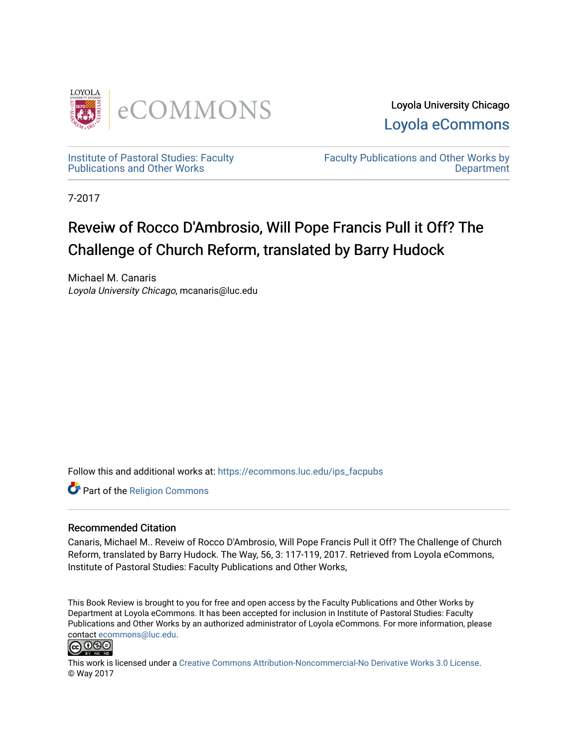Loyola University Chicago

Loyola eCommons

Institute of Pastoral Studies: Faculty Publications and Other Works

Faculty Publications and Other Works by Department

7-2017

# Reveiw of Rocco D'Ambrosio, Will Pope Francis Pull it Off? The Challenge of Church Reform, translated by Barry Hudock

Michael M. Canaris

*Loyola University Chicago*, mcanaris@luc.edu

Follow this and additional works at: https://ecommons.luc.edu/ips_facpubs

Part of the Religion Commons

## Recommended Citation

Canaris, Michael M.. Reveiw of Rocco D'Ambrosio, Will Pope Francis Pull it Off? The Challenge of Church Reform, translated by Barry Hudock. The Way, 56, 3: 117-119, 2017. Retrieved from Loyola eCommons, Institute of Pastoral Studies: Faculty Publications and Other Works,

This Book Review is brought to you for free and open access by the Faculty Publications and Other Works by Department at Loyola eCommons. It has been accepted for inclusion in Institute of Pastoral Studies: Faculty Publications and Other Works by an authorized administrator of Loyola eCommons. For more information, please contact ecommons@luc.edu.

This work is licensed under a Creative Commons Attribution-Noncommercial-No Derivative Works 3.0 License.
© Way 2017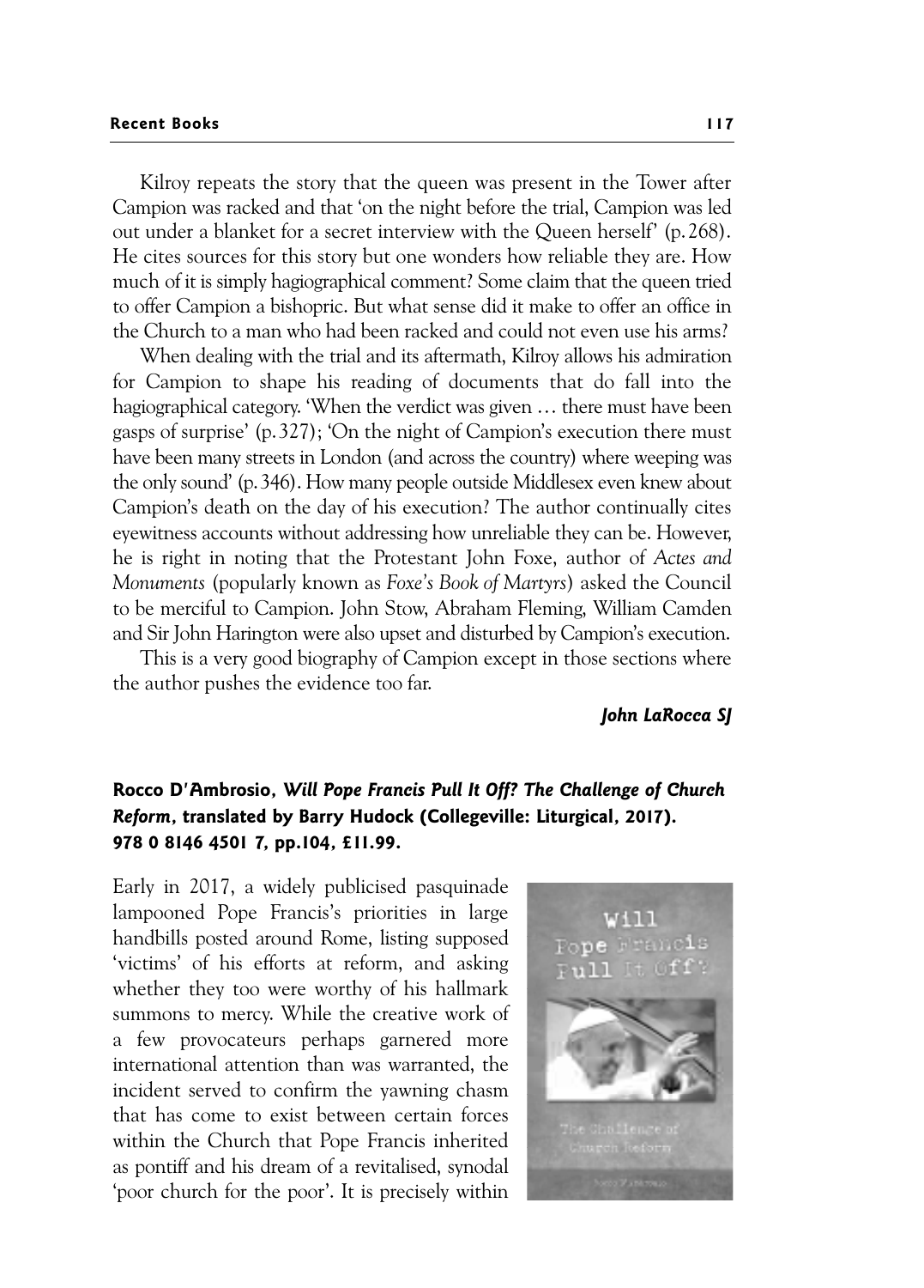Kilroy repeats the story that the queen was present in the Tower after Campion was racked and that 'on the night before the trial, Campion was led out under a blanket for a secret interview with the Queen herself' (p. 268). He cites sources for this story but one wonders how reliable they are. How much of it is simply hagiographical comment? Some claim that the queen tried to offer Campion a bishopric. But what sense did it make to offer an office in the Church to a man who had been racked and could not even use his arms?

When dealing with the trial and its aftermath, Kilroy allows his admiration for Campion to shape his reading of documents that do fall into the hagiographical category. 'When the verdict was given … there must have been gasps of surprise' (p. 327); 'On the night of Campion's execution there must have been many streets in London (and across the country) where weeping was the only sound' (p. 346). How many people outside Middlesex even knew about Campion's death on the day of his execution? The author continually cites eyewitness accounts without addressing how unreliable they can be. However, he is right in noting that the Protestant John Foxe, author of *Actes and Monuments* (popularly known as *Foxe's Book of Martyrs*) asked the Council to be merciful to Campion. John Stow, Abraham Fleming, William Camden and Sir John Harington were also upset and disturbed by Campion's execution.

This is a very good biography of Campion except in those sections where the author pushes the evidence too far.

***John LaRocca SJ***

**Rocco D'Ambrosio, *Will Pope Francis Pull It Off? The Challenge of Church Reform*, translated by Barry Hudock (Collegeville: Liturgical, 2017). 978 0 8146 4501 7, pp.104, £11.99.**

Early in 2017, a widely publicised pasquinade lampooned Pope Francis's priorities in large handbills posted around Rome, listing supposed 'victims' of his efforts at reform, and asking whether they too were worthy of his hallmark summons to mercy. While the creative work of a few provocateurs perhaps garnered more international attention than was warranted, the incident served to confirm the yawning chasm that has come to exist between certain forces within the Church that Pope Francis inherited as pontiff and his dream of a revitalised, synodal 'poor church for the poor'. It is precisely within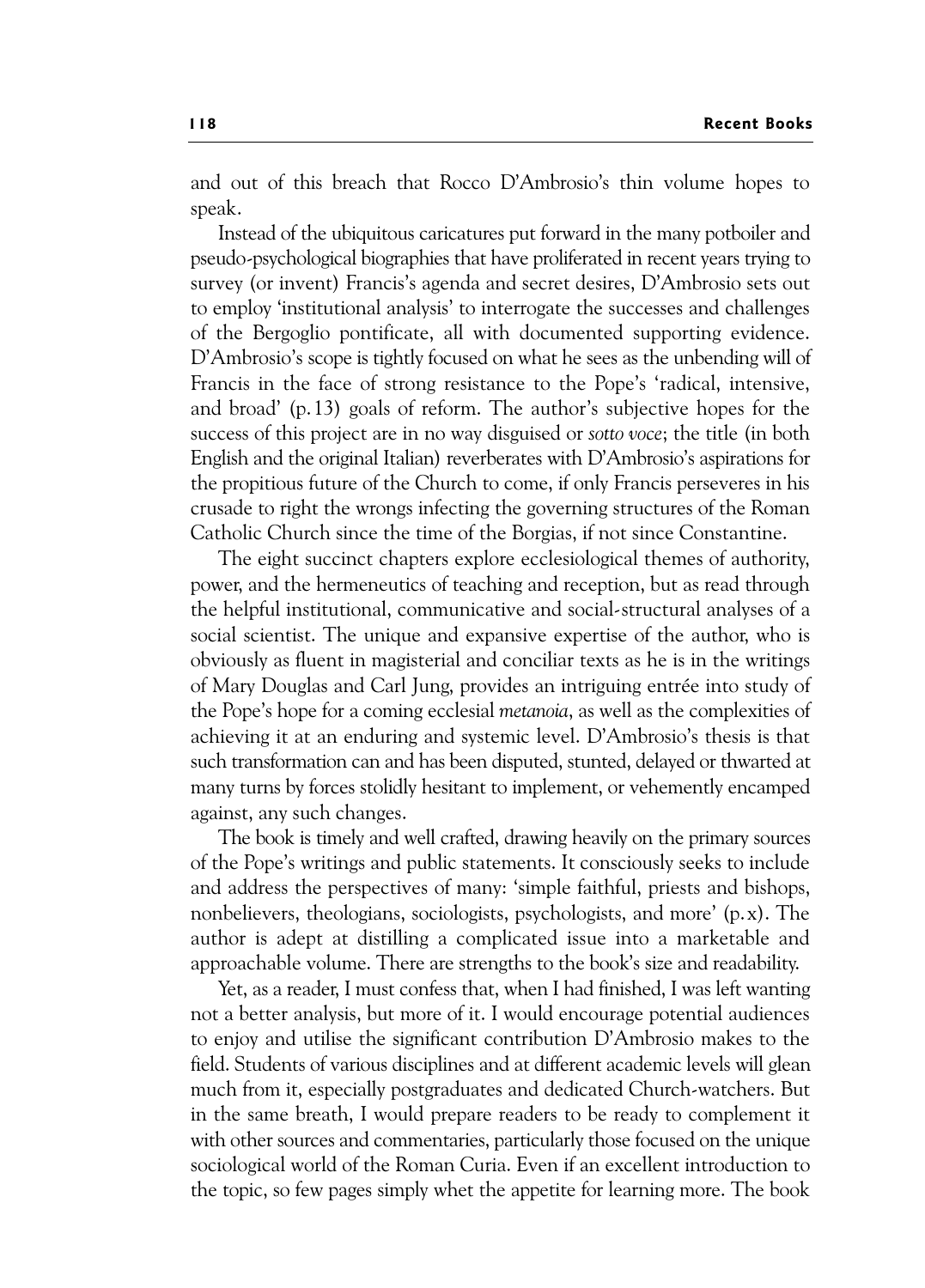and out of this breach that Rocco D'Ambrosio's thin volume hopes to speak.

Instead of the ubiquitous caricatures put forward in the many potboiler and pseudo-psychological biographies that have proliferated in recent years trying to survey (or invent) Francis's agenda and secret desires, D'Ambrosio sets out to employ 'institutional analysis' to interrogate the successes and challenges of the Bergoglio pontificate, all with documented supporting evidence. D'Ambrosio's scope is tightly focused on what he sees as the unbending will of Francis in the face of strong resistance to the Pope's 'radical, intensive, and broad' (p. 13) goals of reform. The author's subjective hopes for the success of this project are in no way disguised or *sotto voce*; the title (in both English and the original Italian) reverberates with D'Ambrosio's aspirations for the propitious future of the Church to come, if only Francis perseveres in his crusade to right the wrongs infecting the governing structures of the Roman Catholic Church since the time of the Borgias, if not since Constantine.

The eight succinct chapters explore ecclesiological themes of authority, power, and the hermeneutics of teaching and reception, but as read through the helpful institutional, communicative and social-structural analyses of a social scientist. The unique and expansive expertise of the author, who is obviously as fluent in magisterial and conciliar texts as he is in the writings of Mary Douglas and Carl Jung, provides an intriguing entrée into study of the Pope's hope for a coming ecclesial *metanoia*, as well as the complexities of achieving it at an enduring and systemic level. D'Ambrosio's thesis is that such transformation can and has been disputed, stunted, delayed or thwarted at many turns by forces stolidly hesitant to implement, or vehemently encamped against, any such changes.

The book is timely and well crafted, drawing heavily on the primary sources of the Pope's writings and public statements. It consciously seeks to include and address the perspectives of many: 'simple faithful, priests and bishops, nonbelievers, theologians, sociologists, psychologists, and more' (p. x). The author is adept at distilling a complicated issue into a marketable and approachable volume. There are strengths to the book's size and readability.

Yet, as a reader, I must confess that, when I had finished, I was left wanting not a better analysis, but more of it. I would encourage potential audiences to enjoy and utilise the significant contribution D'Ambrosio makes to the field. Students of various disciplines and at different academic levels will glean much from it, especially postgraduates and dedicated Church-watchers. But in the same breath, I would prepare readers to be ready to complement it with other sources and commentaries, particularly those focused on the unique sociological world of the Roman Curia. Even if an excellent introduction to the topic, so few pages simply whet the appetite for learning more. The book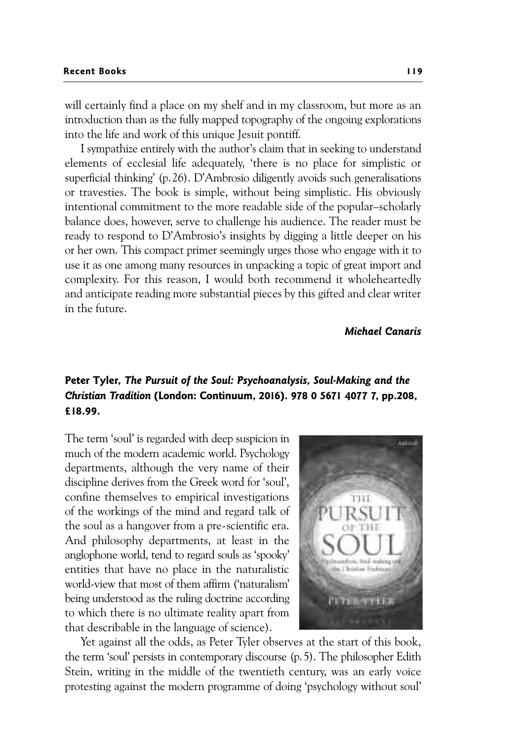will certainly find a place on my shelf and in my classroom, but more as an introduction than as the fully mapped topography of the ongoing explorations into the life and work of this unique Jesuit pontiff.

I sympathize entirely with the author's claim that in seeking to understand elements of ecclesial life adequately, 'there is no place for simplistic or superficial thinking' (p. 26). D'Ambrosio diligently avoids such generalisations or travesties. The book is simple, without being simplistic. His obviously intentional commitment to the more readable side of the popular–scholarly balance does, however, serve to challenge his audience. The reader must be ready to respond to D'Ambrosio's insights by digging a little deeper on his or her own. This compact primer seemingly urges those who engage with it to use it as one among many resources in unpacking a topic of great import and complexity. For this reason, I would both recommend it wholeheartedly and anticipate reading more substantial pieces by this gifted and clear writer in the future.

***Michael Canaris***

**Peter Tyler, *The Pursuit of the Soul: Psychoanalysis, Soul-Making and the Christian Tradition* (London: Continuum, 2016). 978 0 5671 4077 7, pp.208, £18.99.**

The term 'soul' is regarded with deep suspicion in much of the modern academic world. Psychology departments, although the very name of their discipline derives from the Greek word for 'soul', confine themselves to empirical investigations of the workings of the mind and regard talk of the soul as a hangover from a pre-scientific era. And philosophy departments, at least in the anglophone world, tend to regard souls as 'spooky' entities that have no place in the naturalistic world-view that most of them affirm ('naturalism' being understood as the ruling doctrine according to which there is no ultimate reality apart from that describable in the language of science).

Yet against all the odds, as Peter Tyler observes at the start of this book, the term 'soul' persists in contemporary discourse (p. 5). The philosopher Edith Stein, writing in the middle of the twentieth century, was an early voice protesting against the modern programme of doing 'psychology without soul'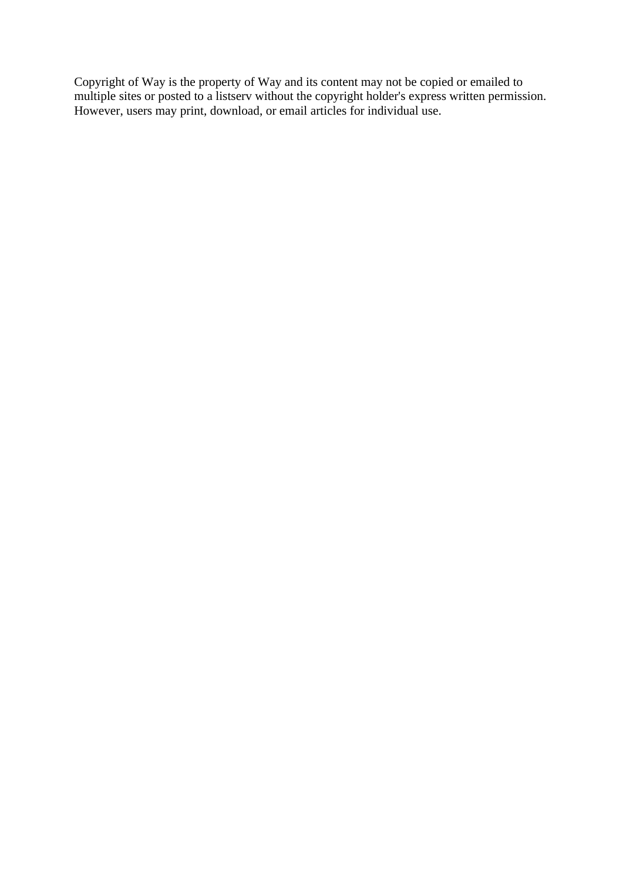Copyright of Way is the property of Way and its content may not be copied or emailed to multiple sites or posted to a listserv without the copyright holder's express written permission. However, users may print, download, or email articles for individual use.